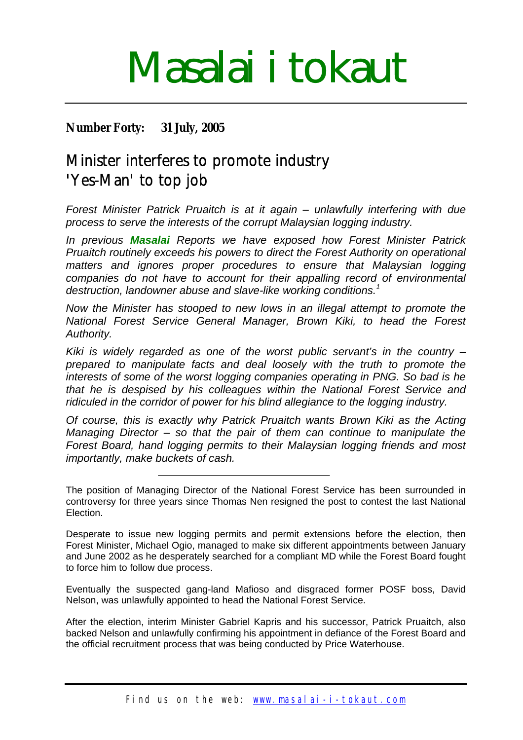# Masalai i tokaut

**Number Forty: 31 July, 2005**

## Minister interferes to promote industry 'Yes-Man' to top job

*Forest Minister Patrick Pruaitch is at it again – unlawfully interfering with due process to serve the interests of the corrupt Malaysian logging industry.*

*In previous **Masalai** Reports we have exposed how Forest Minister Patrick Pruaitch routinely exceeds his powers to direct the Forest Authority on operational matters and ignores proper procedures to ensure that Malaysian logging companies do not have to account for their appalling record of environmental destruction, landowner abuse and slave-like working conditions.*[1]

*Now the Minister has stooped to new lows in an illegal attempt to promote the National Forest Service General Manager, Brown Kiki, to head the Forest Authority.*

*Kiki is widely regarded as one of the worst public servant's in the country – prepared to manipulate facts and deal loosely with the truth to promote the interests of some of the worst logging companies operating in PNG. So bad is he that he is despised by his colleagues within the National Forest Service and ridiculed in the corridor of power for his blind allegiance to the logging industry.*

*Of course, this is exactly why Patrick Pruaitch wants Brown Kiki as the Acting Managing Director – so that the pair of them can continue to manipulate the Forest Board, hand logging permits to their Malaysian logging friends and most importantly, make buckets of cash.*

---

The position of Managing Director of the National Forest Service has been surrounded in controversy for three years since Thomas Nen resigned the post to contest the last National Election.

Desperate to issue new logging permits and permit extensions before the election, then Forest Minister, Michael Ogio, managed to make six different appointments between January and June 2002 as he desperately searched for a compliant MD while the Forest Board fought to force him to follow due process.

Eventually the suspected gang-land Mafioso and disgraced former POSF boss, David Nelson, was unlawfully appointed to head the National Forest Service.

After the election, interim Minister Gabriel Kapris and his successor, Patrick Pruaitch, also backed Nelson and unlawfully confirming his appointment in defiance of the Forest Board and the official recruitment process that was being conducted by Price Waterhouse.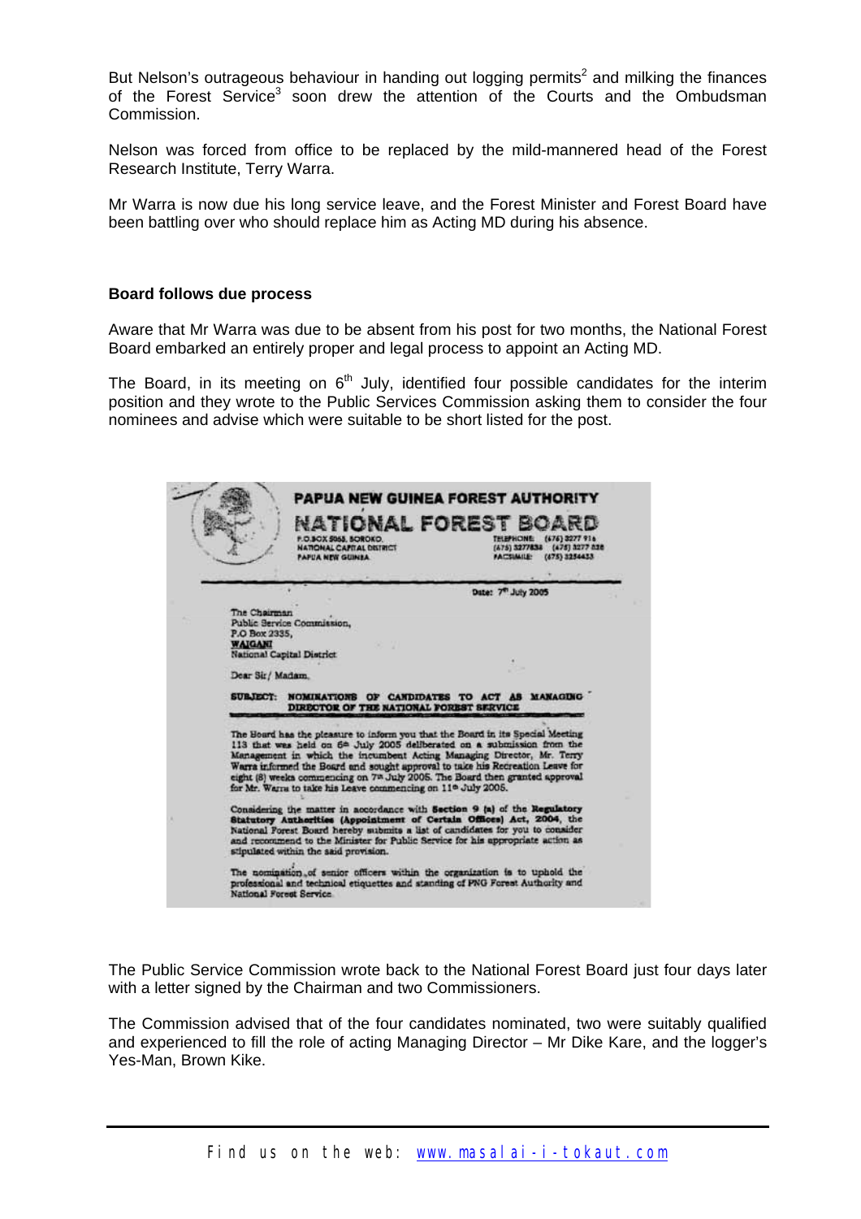But Nelson's outrageous behaviour in handing out logging permits[2] and milking the finances of the Forest Service[3] soon drew the attention of the Courts and the Ombudsman Commission.

Nelson was forced from office to be replaced by the mild-mannered head of the Forest Research Institute, Terry Warra.

Mr Warra is now due his long service leave, and the Forest Minister and Forest Board have been battling over who should replace him as Acting MD during his absence.

**Board follows due process**

Aware that Mr Warra was due to be absent from his post for two months, the National Forest Board embarked an entirely proper and legal process to appoint an Acting MD.

The Board, in its meeting on 6th July, identified four possible candidates for the interim position and they wrote to the Public Services Commission asking them to consider the four nominees and advise which were suitable to be short listed for the post.

**PAPUA NEW GUINEA FOREST AUTHORITY**
**NATIONAL FOREST BOARD**
P.O.BOX 5055, BOROKO,
NATIONAL CAPITAL DISTRICT
PAPUA NEW GUINEA

TELEPHONE: (675) 3277 916
(675) 3277834 (675) 3277 838
FACSIMILE: (675) 3254433

Date: 7th July 2005

The Chairman
Public Service Commission,
P.O Box 2335,
**WAIGANI**
National Capital District

Dear Sir / Madam,

**SUBJECT: NOMINATIONS OF CANDIDATES TO ACT AS MANAGING DIRECTOR OF THE NATIONAL FOREST SERVICE**

The Board has the pleasure to inform you that the Board in its Special Meeting 113 that was held on 6th July 2005 deliberated on a submission from the Management in which the incumbent Acting Managing Director, Mr. Terry Warra informed the Board and sought approval to take his Recreation Leave for eight (8) weeks commencing on 7th July 2005. The Board then granted approval for Mr. Warra to take his Leave commencing on 11th July 2005.

Considering the matter in accordance with **Section 9 (a)** of the **Regulatory Statutory Authorities (Appointment of Certain Offices) Act, 2004**, the National Forest Board hereby submits a list of candidates for you to consider and recommend to the Minister for Public Service for his appropriate action as stipulated within the said provision.

The nomination of senior officers within the organization is to uphold the professional and technical etiquettes and standing of PNG Forest Authority and National Forest Service.

The Public Service Commission wrote back to the National Forest Board just four days later with a letter signed by the Chairman and two Commissioners.

The Commission advised that of the four candidates nominated, two were suitably qualified and experienced to fill the role of acting Managing Director – Mr Dike Kare, and the logger's Yes-Man, Brown Kike.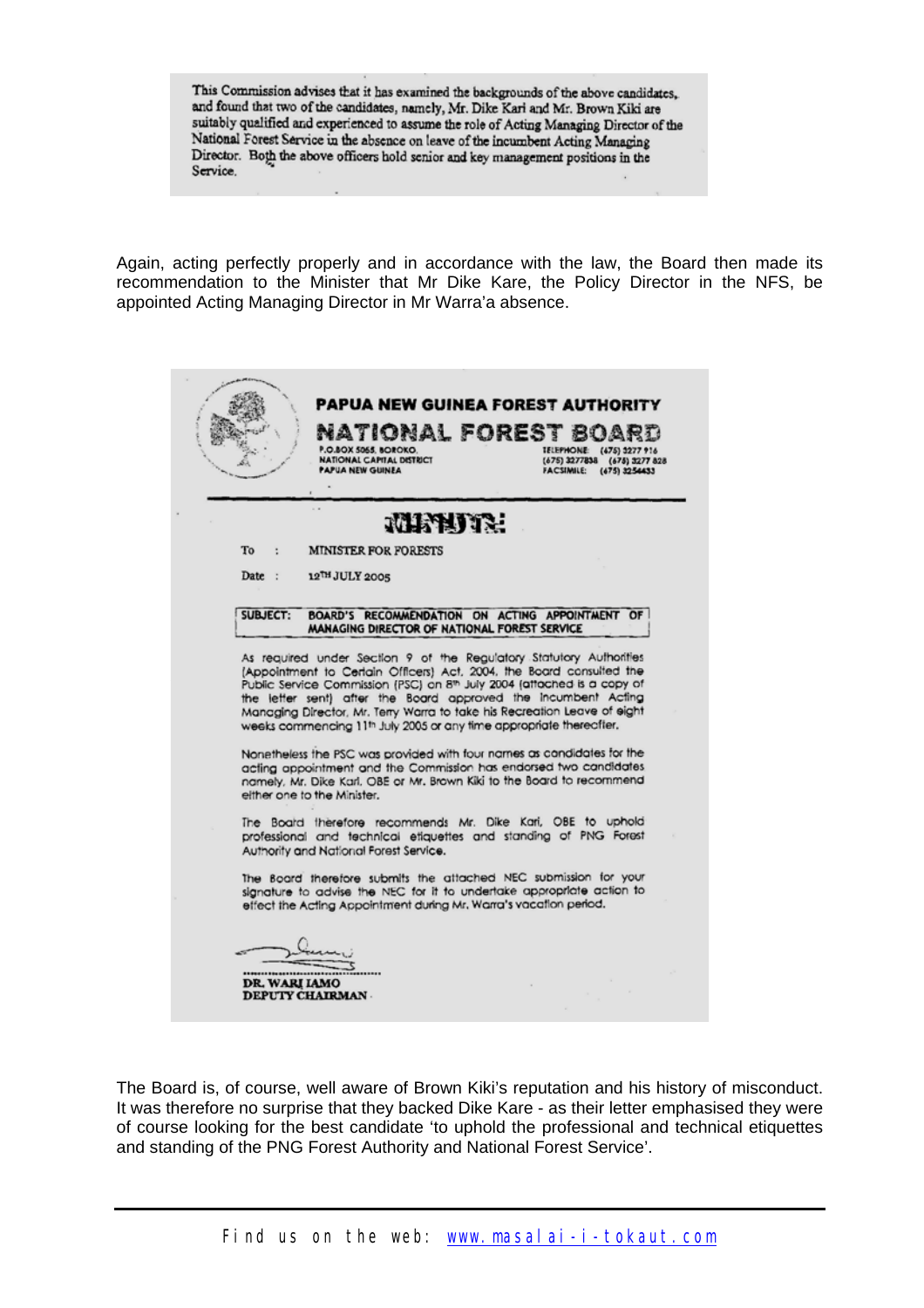> This Commission advises that it has examined the backgrounds of the above candidates, and found that two of the candidates, namely, Mr. Dike Kari and Mr. Brown Kiki are suitably qualified and experienced to assume the role of Acting Managing Director of the National Forest Service in the absence on leave of the incumbent Acting Managing Director. Both the above officers hold senior and key management positions in the Service.

Again, acting perfectly properly and in accordance with the law, the Board then made its recommendation to the Minister that Mr Dike Kare, the Policy Director in the NFS, be appointed Acting Managing Director in Mr Warra'a absence.

> **PAPUA NEW GUINEA FOREST AUTHORITY**
>
> **NATIONAL FOREST BOARD**
>
> P.O.BOX 5055, BOROKO,
> NATIONAL CAPITAL DISTRICT
> PAPUA NEW GUINEA
>
> TELEPHONE: (675) 3277 916
> (675) 3277838 (675) 3277 828
> FACSIMILE: (675) 3254433
>
> **MINUTE:**
>
> To : MINISTER FOR FORESTS
>
> Date : 12TH JULY 2005
>
> **SUBJECT: BOARD'S RECOMMENDATION ON ACTING APPOINTMENT OF MANAGING DIRECTOR OF NATIONAL FOREST SERVICE**
>
> As required under Section 9 of the Regulatory Statutory Authorities (Appointment to Certain Officers) Act, 2004, the Board consulted the Public Service Commission (PSC) on 8th July 2004 (attached is a copy of the letter sent) after the Board approved the Incumbent Acting Managing Director, Mr. Terry Warra to take his Recreation Leave of eight weeks commencing 11th July 2005 or any time appropriate thereafter.
>
> Nonetheless the PSC was provided with four names as candidates for the acting appointment and the Commission has endorsed two candidates namely, Mr. Dike Kari, OBE or Mr. Brown Kiki to the Board to recommend either one to the Minister.
>
> The Board therefore recommends Mr. Dike Kari, OBE to uphold professional and technical etiquettes and standing of PNG Forest Authority and National Forest Service.
>
> The Board therefore submits the attached NEC submission for your signature to advise the NEC for it to undertake appropriate action to effect the Acting Appointment during Mr. Warra's vacation period.
>
> ..........................................
> **DR. WARI IAMO**
> **DEPUTY CHAIRMAN**

The Board is, of course, well aware of Brown Kiki's reputation and his history of misconduct. It was therefore no surprise that they backed Dike Kare - as their letter emphasised they were of course looking for the best candidate 'to uphold the professional and technical etiquettes and standing of the PNG Forest Authority and National Forest Service'.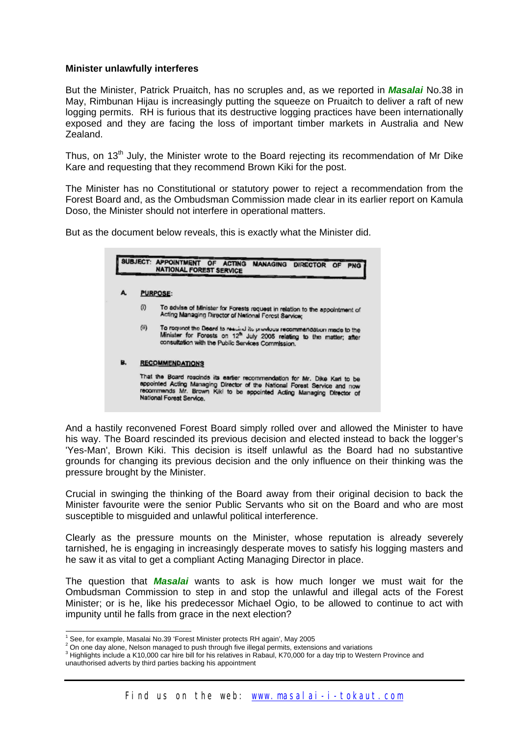**Minister unlawfully interferes**

But the Minister, Patrick Pruaitch, has no scruples and, as we reported in ***Masalai*** No.38 in May, Rimbunan Hijau is increasingly putting the squeeze on Pruaitch to deliver a raft of new logging permits. RH is furious that its destructive logging practices have been internationally exposed and they are facing the loss of important timber markets in Australia and New Zealand.

Thus, on 13th July, the Minister wrote to the Board rejecting its recommendation of Mr Dike Kare and requesting that they recommend Brown Kiki for the post.

The Minister has no Constitutional or statutory power to reject a recommendation from the Forest Board and, as the Ombudsman Commission made clear in its earlier report on Kamula Doso, the Minister should not interfere in operational matters.

But as the document below reveals, this is exactly what the Minister did.

**SUBJECT: APPOINTMENT OF ACTING MANAGING DIRECTOR OF PNG NATIONAL FOREST SERVICE**

**A. PURPOSE:**

(i) To advise of Minister for Forests request in relation to the appointment of Acting Managing Director of National Forest Service;

(ii) To request the Board to rescind its previous recommendation made to the Minister for Forests on 12th July 2005 relating to the matter; after consultation with the Public Services Commission.

**B. RECOMMENDATIONS**

That the Board rescinds its earlier recommendation for Mr. Dike Kari to be appointed Acting Managing Director of the National Forest Service and now recommends Mr. Brown Kiki to be appointed Acting Managing Director of National Forest Service.

And a hastily reconvened Forest Board simply rolled over and allowed the Minister to have his way. The Board rescinded its previous decision and elected instead to back the logger's 'Yes-Man', Brown Kiki. This decision is itself unlawful as the Board had no substantive grounds for changing its previous decision and the only influence on their thinking was the pressure brought by the Minister.

Crucial in swinging the thinking of the Board away from their original decision to back the Minister favourite were the senior Public Servants who sit on the Board and who are most susceptible to misguided and unlawful political interference.

Clearly as the pressure mounts on the Minister, whose reputation is already severely tarnished, he is engaging in increasingly desperate moves to satisfy his logging masters and he saw it as vital to get a compliant Acting Managing Director in place.

The question that ***Masalai*** wants to ask is how much longer we must wait for the Ombudsman Commission to step in and stop the unlawful and illegal acts of the Forest Minister; or is he, like his predecessor Michael Ogio, to be allowed to continue to act with impunity until he falls from grace in the next election?

---

[1] See, for example, Masalai No.39 'Forest Minister protects RH again', May 2005

[2] On one day alone, Nelson managed to push through five illegal permits, extensions and variations

[3] Highlights include a K10,000 car hire bill for his relatives in Rabaul, K70,000 for a day trip to Western Province and unauthorised adverts by third parties backing his appointment

Find us on the web: www.masalai-i-tokaut.com